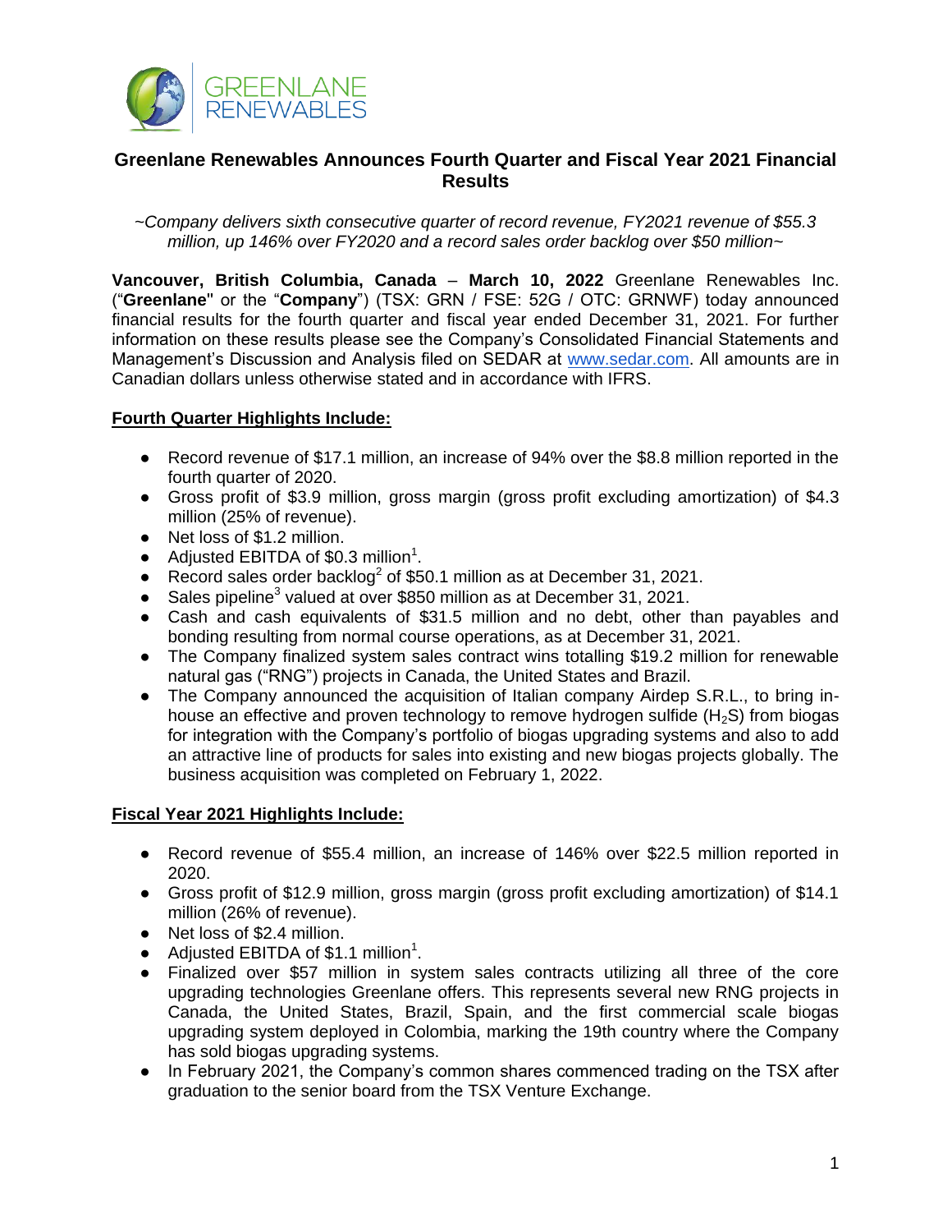# Greenlane Renewables Announces Fourth Quarter and Fiscal Year 2021 Financial Results

*~Company delivers sixth consecutive quarter of record revenue, FY2021 revenue of $55.3 million, up 146% over FY2020 and a record sales order backlog over $50 million~*

**Vancouver, British Columbia, Canada** – **March 10, 2022** Greenlane Renewables Inc. ("**Greenlane**" or the "**Company**") (TSX: GRN / FSE: 52G / OTC: GRNWF) today announced financial results for the fourth quarter and fiscal year ended December 31, 2021. For further information on these results please see the Company's Consolidated Financial Statements and Management's Discussion and Analysis filed on SEDAR at www.sedar.com. All amounts are in Canadian dollars unless otherwise stated and in accordance with IFRS.

## Fourth Quarter Highlights Include:

- Record revenue of $17.1 million, an increase of 94% over the $8.8 million reported in the fourth quarter of 2020.
- Gross profit of $3.9 million, gross margin (gross profit excluding amortization) of $4.3 million (25% of revenue).
- Net loss of $1.2 million.
- Adjusted EBITDA of $0.3 million[1].
- Record sales order backlog[2] of $50.1 million as at December 31, 2021.
- Sales pipeline[3] valued at over $850 million as at December 31, 2021.
- Cash and cash equivalents of $31.5 million and no debt, other than payables and bonding resulting from normal course operations, as at December 31, 2021.
- The Company finalized system sales contract wins totalling $19.2 million for renewable natural gas ("RNG") projects in Canada, the United States and Brazil.
- The Company announced the acquisition of Italian company Airdep S.R.L., to bring in-house an effective and proven technology to remove hydrogen sulfide ($H_2S$) from biogas for integration with the Company's portfolio of biogas upgrading systems and also to add an attractive line of products for sales into existing and new biogas projects globally. The business acquisition was completed on February 1, 2022.

## Fiscal Year 2021 Highlights Include:

- Record revenue of $55.4 million, an increase of 146% over $22.5 million reported in 2020.
- Gross profit of $12.9 million, gross margin (gross profit excluding amortization) of $14.1 million (26% of revenue).
- Net loss of $2.4 million.
- Adjusted EBITDA of $1.1 million[1].
- Finalized over $57 million in system sales contracts utilizing all three of the core upgrading technologies Greenlane offers. This represents several new RNG projects in Canada, the United States, Brazil, Spain, and the first commercial scale biogas upgrading system deployed in Colombia, marking the 19th country where the Company has sold biogas upgrading systems.
- In February 2021, the Company's common shares commenced trading on the TSX after graduation to the senior board from the TSX Venture Exchange.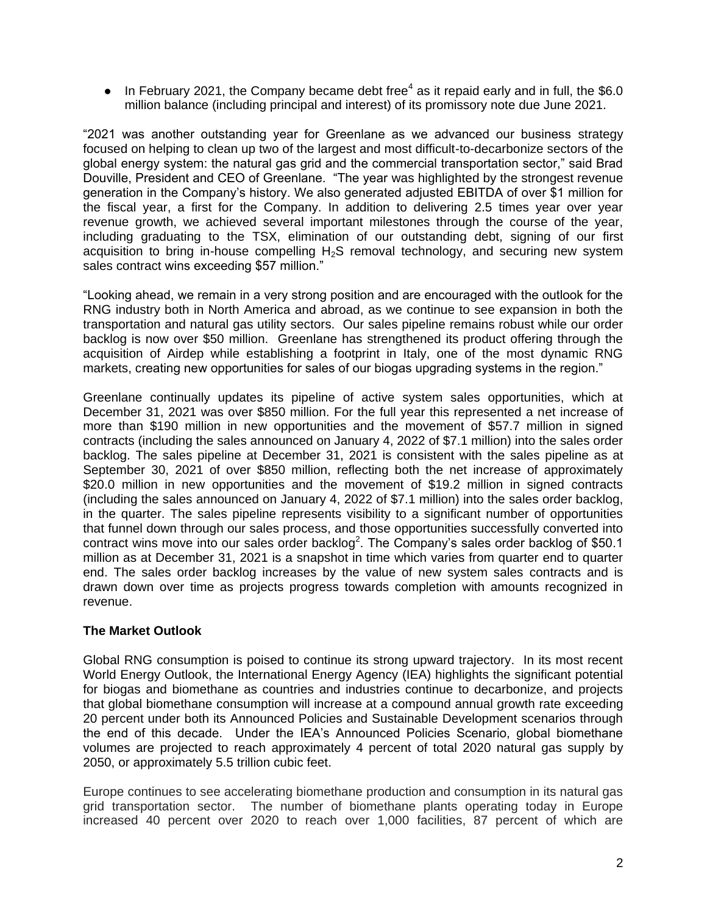- In February 2021, the Company became debt free[4] as it repaid early and in full, the $6.0 million balance (including principal and interest) of its promissory note due June 2021.

"2021 was another outstanding year for Greenlane as we advanced our business strategy focused on helping to clean up two of the largest and most difficult-to-decarbonize sectors of the global energy system: the natural gas grid and the commercial transportation sector," said Brad Douville, President and CEO of Greenlane. "The year was highlighted by the strongest revenue generation in the Company's history. We also generated adjusted EBITDA of over $1 million for the fiscal year, a first for the Company. In addition to delivering 2.5 times year over year revenue growth, we achieved several important milestones through the course of the year, including graduating to the TSX, elimination of our outstanding debt, signing of our first acquisition to bring in-house compelling $H_2S$ removal technology, and securing new system sales contract wins exceeding $57 million."

"Looking ahead, we remain in a very strong position and are encouraged with the outlook for the RNG industry both in North America and abroad, as we continue to see expansion in both the transportation and natural gas utility sectors. Our sales pipeline remains robust while our order backlog is now over $50 million. Greenlane has strengthened its product offering through the acquisition of Airdep while establishing a footprint in Italy, one of the most dynamic RNG markets, creating new opportunities for sales of our biogas upgrading systems in the region."

Greenlane continually updates its pipeline of active system sales opportunities, which at December 31, 2021 was over $850 million. For the full year this represented a net increase of more than $190 million in new opportunities and the movement of $57.7 million in signed contracts (including the sales announced on January 4, 2022 of $7.1 million) into the sales order backlog. The sales pipeline at December 31, 2021 is consistent with the sales pipeline as at September 30, 2021 of over $850 million, reflecting both the net increase of approximately $20.0 million in new opportunities and the movement of $19.2 million in signed contracts (including the sales announced on January 4, 2022 of $7.1 million) into the sales order backlog, in the quarter. The sales pipeline represents visibility to a significant number of opportunities that funnel down through our sales process, and those opportunities successfully converted into contract wins move into our sales order backlog[2]. The Company's sales order backlog of $50.1 million as at December 31, 2021 is a snapshot in time which varies from quarter end to quarter end. The sales order backlog increases by the value of new system sales contracts and is drawn down over time as projects progress towards completion with amounts recognized in revenue.

**The Market Outlook**

Global RNG consumption is poised to continue its strong upward trajectory. In its most recent World Energy Outlook, the International Energy Agency (IEA) highlights the significant potential for biogas and biomethane as countries and industries continue to decarbonize, and projects that global biomethane consumption will increase at a compound annual growth rate exceeding 20 percent under both its Announced Policies and Sustainable Development scenarios through the end of this decade. Under the IEA's Announced Policies Scenario, global biomethane volumes are projected to reach approximately 4 percent of total 2020 natural gas supply by 2050, or approximately 5.5 trillion cubic feet.

Europe continues to see accelerating biomethane production and consumption in its natural gas grid transportation sector. The number of biomethane plants operating today in Europe increased 40 percent over 2020 to reach over 1,000 facilities, 87 percent of which are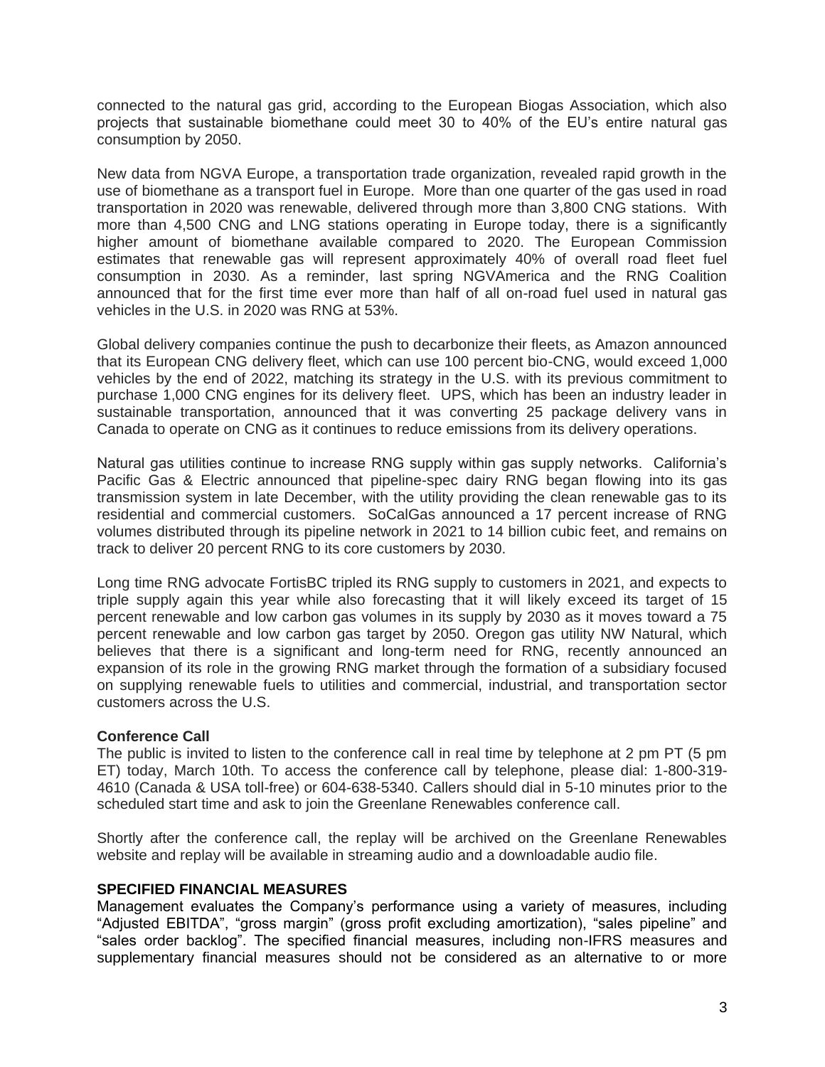connected to the natural gas grid, according to the European Biogas Association, which also projects that sustainable biomethane could meet 30 to 40% of the EU's entire natural gas consumption by 2050.

New data from NGVA Europe, a transportation trade organization, revealed rapid growth in the use of biomethane as a transport fuel in Europe. More than one quarter of the gas used in road transportation in 2020 was renewable, delivered through more than 3,800 CNG stations. With more than 4,500 CNG and LNG stations operating in Europe today, there is a significantly higher amount of biomethane available compared to 2020. The European Commission estimates that renewable gas will represent approximately 40% of overall road fleet fuel consumption in 2030. As a reminder, last spring NGVAmerica and the RNG Coalition announced that for the first time ever more than half of all on-road fuel used in natural gas vehicles in the U.S. in 2020 was RNG at 53%.

Global delivery companies continue the push to decarbonize their fleets, as Amazon announced that its European CNG delivery fleet, which can use 100 percent bio-CNG, would exceed 1,000 vehicles by the end of 2022, matching its strategy in the U.S. with its previous commitment to purchase 1,000 CNG engines for its delivery fleet. UPS, which has been an industry leader in sustainable transportation, announced that it was converting 25 package delivery vans in Canada to operate on CNG as it continues to reduce emissions from its delivery operations.

Natural gas utilities continue to increase RNG supply within gas supply networks. California's Pacific Gas & Electric announced that pipeline-spec dairy RNG began flowing into its gas transmission system in late December, with the utility providing the clean renewable gas to its residential and commercial customers. SoCalGas announced a 17 percent increase of RNG volumes distributed through its pipeline network in 2021 to 14 billion cubic feet, and remains on track to deliver 20 percent RNG to its core customers by 2030.

Long time RNG advocate FortisBC tripled its RNG supply to customers in 2021, and expects to triple supply again this year while also forecasting that it will likely exceed its target of 15 percent renewable and low carbon gas volumes in its supply by 2030 as it moves toward a 75 percent renewable and low carbon gas target by 2050. Oregon gas utility NW Natural, which believes that there is a significant and long-term need for RNG, recently announced an expansion of its role in the growing RNG market through the formation of a subsidiary focused on supplying renewable fuels to utilities and commercial, industrial, and transportation sector customers across the U.S.

**Conference Call**

The public is invited to listen to the conference call in real time by telephone at 2 pm PT (5 pm ET) today, March 10th. To access the conference call by telephone, please dial: 1-800-319-4610 (Canada & USA toll-free) or 604-638-5340. Callers should dial in 5-10 minutes prior to the scheduled start time and ask to join the Greenlane Renewables conference call.

Shortly after the conference call, the replay will be archived on the Greenlane Renewables website and replay will be available in streaming audio and a downloadable audio file.

**SPECIFIED FINANCIAL MEASURES**

Management evaluates the Company's performance using a variety of measures, including "Adjusted EBITDA", "gross margin" (gross profit excluding amortization), "sales pipeline" and "sales order backlog". The specified financial measures, including non-IFRS measures and supplementary financial measures should not be considered as an alternative to or more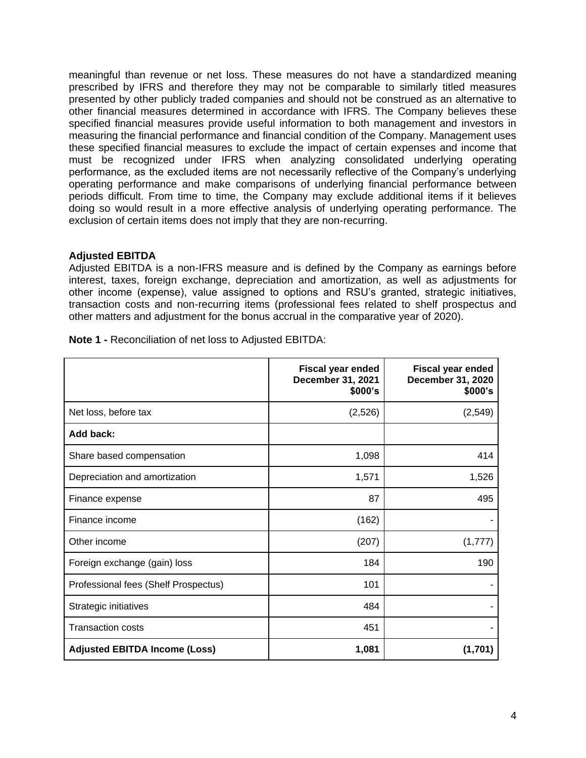meaningful than revenue or net loss. These measures do not have a standardized meaning prescribed by IFRS and therefore they may not be comparable to similarly titled measures presented by other publicly traded companies and should not be construed as an alternative to other financial measures determined in accordance with IFRS. The Company believes these specified financial measures provide useful information to both management and investors in measuring the financial performance and financial condition of the Company. Management uses these specified financial measures to exclude the impact of certain expenses and income that must be recognized under IFRS when analyzing consolidated underlying operating performance, as the excluded items are not necessarily reflective of the Company's underlying operating performance and make comparisons of underlying financial performance between periods difficult. From time to time, the Company may exclude additional items if it believes doing so would result in a more effective analysis of underlying operating performance. The exclusion of certain items does not imply that they are non-recurring.

**Adjusted EBITDA**

Adjusted EBITDA is a non-IFRS measure and is defined by the Company as earnings before interest, taxes, foreign exchange, depreciation and amortization, as well as adjustments for other income (expense), value assigned to options and RSU's granted, strategic initiatives, transaction costs and non-recurring items (professional fees related to shelf prospectus and other matters and adjustment for the bonus accrual in the comparative year of 2020).

**Note 1 -** Reconciliation of net loss to Adjusted EBITDA:

| | **Fiscal year ended December 31, 2021 $000's** | **Fiscal year ended December 31, 2020 $000's** |
|---|---:|---:|
| Net loss, before tax | (2,526) | (2,549) |
| **Add back:** | | |
| Share based compensation | 1,098 | 414 |
| Depreciation and amortization | 1,571 | 1,526 |
| Finance expense | 87 | 495 |
| Finance income | (162) | - |
| Other income | (207) | (1,777) |
| Foreign exchange (gain) loss | 184 | 190 |
| Professional fees (Shelf Prospectus) | 101 | - |
| Strategic initiatives | 484 | - |
| Transaction costs | 451 | - |
| **Adjusted EBITDA Income (Loss)** | **1,081** | **(1,701)** |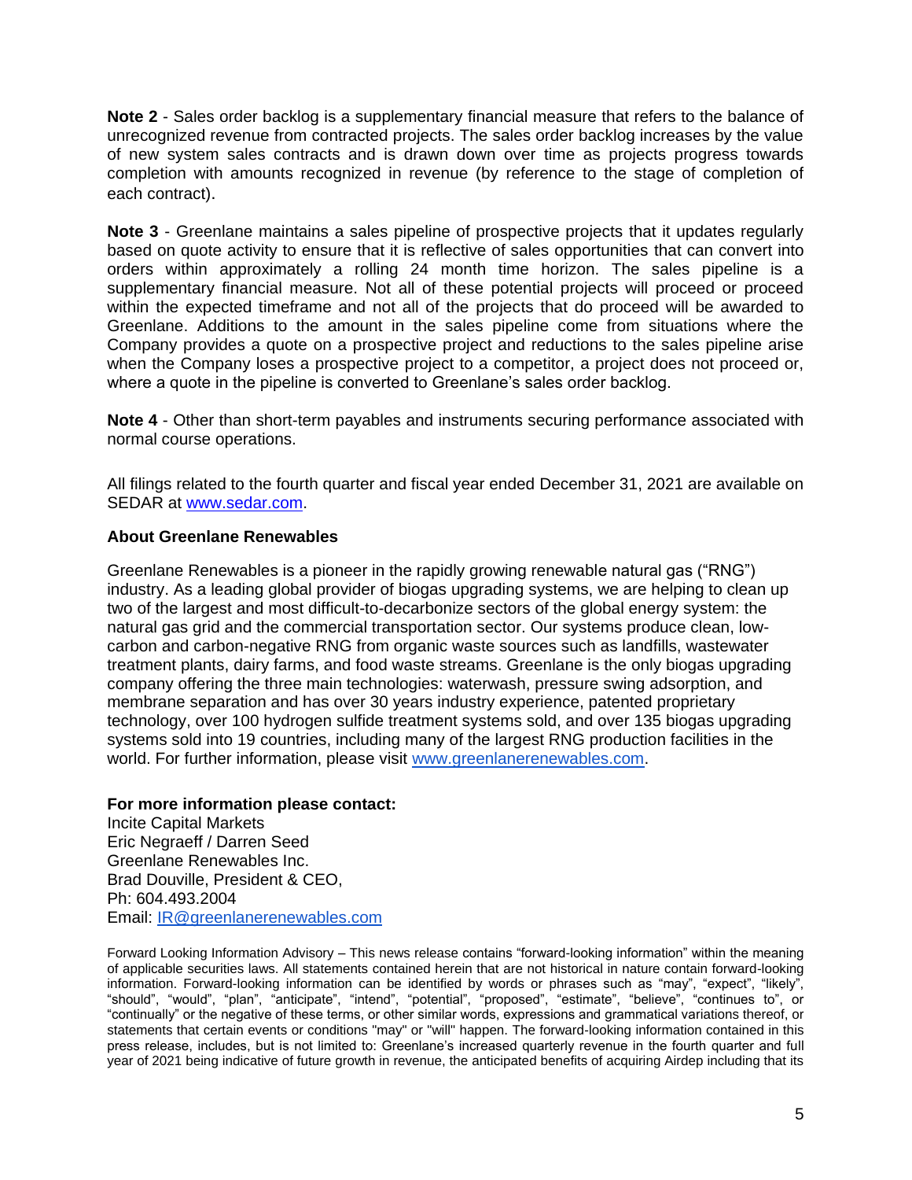**Note 2** - Sales order backlog is a supplementary financial measure that refers to the balance of unrecognized revenue from contracted projects. The sales order backlog increases by the value of new system sales contracts and is drawn down over time as projects progress towards completion with amounts recognized in revenue (by reference to the stage of completion of each contract).

**Note 3** - Greenlane maintains a sales pipeline of prospective projects that it updates regularly based on quote activity to ensure that it is reflective of sales opportunities that can convert into orders within approximately a rolling 24 month time horizon. The sales pipeline is a supplementary financial measure. Not all of these potential projects will proceed or proceed within the expected timeframe and not all of the projects that do proceed will be awarded to Greenlane. Additions to the amount in the sales pipeline come from situations where the Company provides a quote on a prospective project and reductions to the sales pipeline arise when the Company loses a prospective project to a competitor, a project does not proceed or, where a quote in the pipeline is converted to Greenlane's sales order backlog.

**Note 4** - Other than short-term payables and instruments securing performance associated with normal course operations.

All filings related to the fourth quarter and fiscal year ended December 31, 2021 are available on SEDAR at www.sedar.com.

**About Greenlane Renewables**

Greenlane Renewables is a pioneer in the rapidly growing renewable natural gas ("RNG") industry. As a leading global provider of biogas upgrading systems, we are helping to clean up two of the largest and most difficult-to-decarbonize sectors of the global energy system: the natural gas grid and the commercial transportation sector. Our systems produce clean, low-carbon and carbon-negative RNG from organic waste sources such as landfills, wastewater treatment plants, dairy farms, and food waste streams. Greenlane is the only biogas upgrading company offering the three main technologies: waterwash, pressure swing adsorption, and membrane separation and has over 30 years industry experience, patented proprietary technology, over 100 hydrogen sulfide treatment systems sold, and over 135 biogas upgrading systems sold into 19 countries, including many of the largest RNG production facilities in the world. For further information, please visit www.greenlanerenewables.com.

**For more information please contact:**
Incite Capital Markets
Eric Negraeff / Darren Seed
Greenlane Renewables Inc.
Brad Douville, President & CEO,
Ph: 604.493.2004
Email: IR@greenlanerenewables.com

Forward Looking Information Advisory – This news release contains "forward-looking information" within the meaning of applicable securities laws. All statements contained herein that are not historical in nature contain forward-looking information. Forward-looking information can be identified by words or phrases such as "may", "expect", "likely", "should", "would", "plan", "anticipate", "intend", "potential", "proposed", "estimate", "believe", "continues to", or "continually" or the negative of these terms, or other similar words, expressions and grammatical variations thereof, or statements that certain events or conditions "may" or "will" happen. The forward-looking information contained in this press release, includes, but is not limited to: Greenlane's increased quarterly revenue in the fourth quarter and full year of 2021 being indicative of future growth in revenue, the anticipated benefits of acquiring Airdep including that its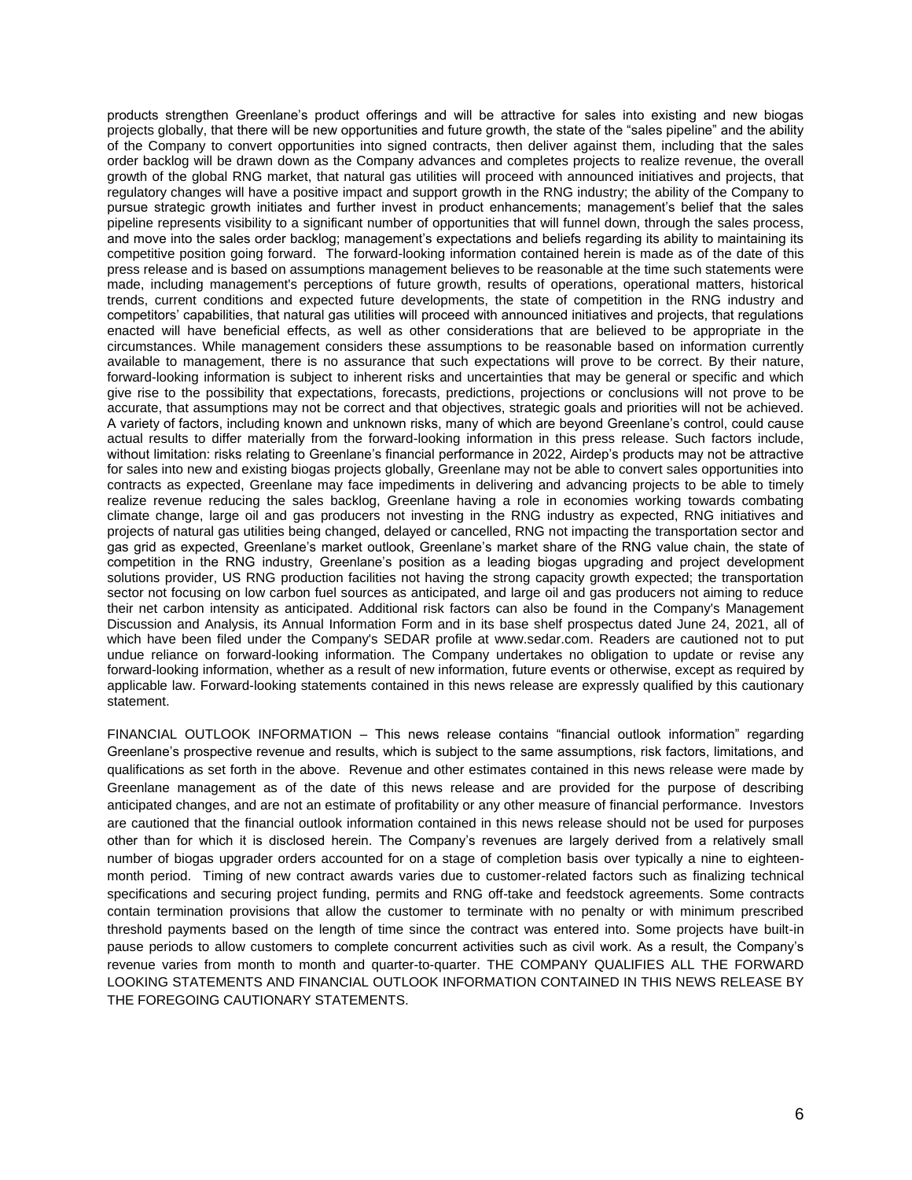products strengthen Greenlane's product offerings and will be attractive for sales into existing and new biogas projects globally, that there will be new opportunities and future growth, the state of the "sales pipeline" and the ability of the Company to convert opportunities into signed contracts, then deliver against them, including that the sales order backlog will be drawn down as the Company advances and completes projects to realize revenue, the overall growth of the global RNG market, that natural gas utilities will proceed with announced initiatives and projects, that regulatory changes will have a positive impact and support growth in the RNG industry; the ability of the Company to pursue strategic growth initiates and further invest in product enhancements; management's belief that the sales pipeline represents visibility to a significant number of opportunities that will funnel down, through the sales process, and move into the sales order backlog; management's expectations and beliefs regarding its ability to maintaining its competitive position going forward. The forward-looking information contained herein is made as of the date of this press release and is based on assumptions management believes to be reasonable at the time such statements were made, including management's perceptions of future growth, results of operations, operational matters, historical trends, current conditions and expected future developments, the state of competition in the RNG industry and competitors' capabilities, that natural gas utilities will proceed with announced initiatives and projects, that regulations enacted will have beneficial effects, as well as other considerations that are believed to be appropriate in the circumstances. While management considers these assumptions to be reasonable based on information currently available to management, there is no assurance that such expectations will prove to be correct. By their nature, forward-looking information is subject to inherent risks and uncertainties that may be general or specific and which give rise to the possibility that expectations, forecasts, predictions, projections or conclusions will not prove to be accurate, that assumptions may not be correct and that objectives, strategic goals and priorities will not be achieved. A variety of factors, including known and unknown risks, many of which are beyond Greenlane's control, could cause actual results to differ materially from the forward-looking information in this press release. Such factors include, without limitation: risks relating to Greenlane's financial performance in 2022, Airdep's products may not be attractive for sales into new and existing biogas projects globally, Greenlane may not be able to convert sales opportunities into contracts as expected, Greenlane may face impediments in delivering and advancing projects to be able to timely realize revenue reducing the sales backlog, Greenlane having a role in economies working towards combating climate change, large oil and gas producers not investing in the RNG industry as expected, RNG initiatives and projects of natural gas utilities being changed, delayed or cancelled, RNG not impacting the transportation sector and gas grid as expected, Greenlane's market outlook, Greenlane's market share of the RNG value chain, the state of competition in the RNG industry, Greenlane's position as a leading biogas upgrading and project development solutions provider, US RNG production facilities not having the strong capacity growth expected; the transportation sector not focusing on low carbon fuel sources as anticipated, and large oil and gas producers not aiming to reduce their net carbon intensity as anticipated. Additional risk factors can also be found in the Company's Management Discussion and Analysis, its Annual Information Form and in its base shelf prospectus dated June 24, 2021, all of which have been filed under the Company's SEDAR profile at www.sedar.com. Readers are cautioned not to put undue reliance on forward-looking information. The Company undertakes no obligation to update or revise any forward-looking information, whether as a result of new information, future events or otherwise, except as required by applicable law. Forward-looking statements contained in this news release are expressly qualified by this cautionary statement.

FINANCIAL OUTLOOK INFORMATION – This news release contains "financial outlook information" regarding Greenlane's prospective revenue and results, which is subject to the same assumptions, risk factors, limitations, and qualifications as set forth in the above. Revenue and other estimates contained in this news release were made by Greenlane management as of the date of this news release and are provided for the purpose of describing anticipated changes, and are not an estimate of profitability or any other measure of financial performance. Investors are cautioned that the financial outlook information contained in this news release should not be used for purposes other than for which it is disclosed herein. The Company's revenues are largely derived from a relatively small number of biogas upgrader orders accounted for on a stage of completion basis over typically a nine to eighteen-month period. Timing of new contract awards varies due to customer-related factors such as finalizing technical specifications and securing project funding, permits and RNG off-take and feedstock agreements. Some contracts contain termination provisions that allow the customer to terminate with no penalty or with minimum prescribed threshold payments based on the length of time since the contract was entered into. Some projects have built-in pause periods to allow customers to complete concurrent activities such as civil work. As a result, the Company's revenue varies from month to month and quarter-to-quarter. THE COMPANY QUALIFIES ALL THE FORWARD LOOKING STATEMENTS AND FINANCIAL OUTLOOK INFORMATION CONTAINED IN THIS NEWS RELEASE BY THE FOREGOING CAUTIONARY STATEMENTS.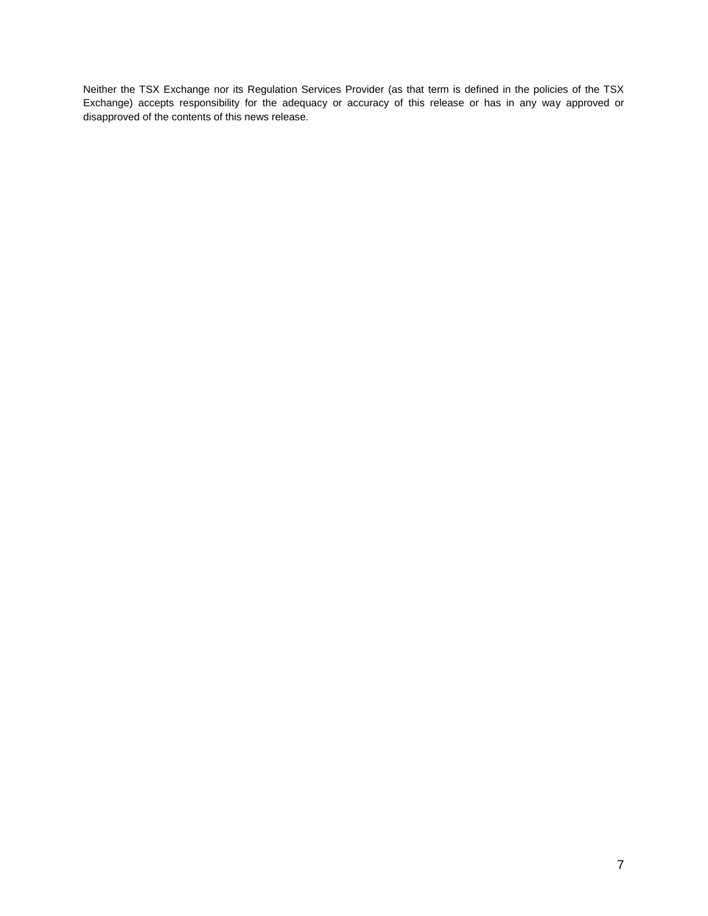Neither the TSX Exchange nor its Regulation Services Provider (as that term is defined in the policies of the TSX Exchange) accepts responsibility for the adequacy or accuracy of this release or has in any way approved or disapproved of the contents of this news release.